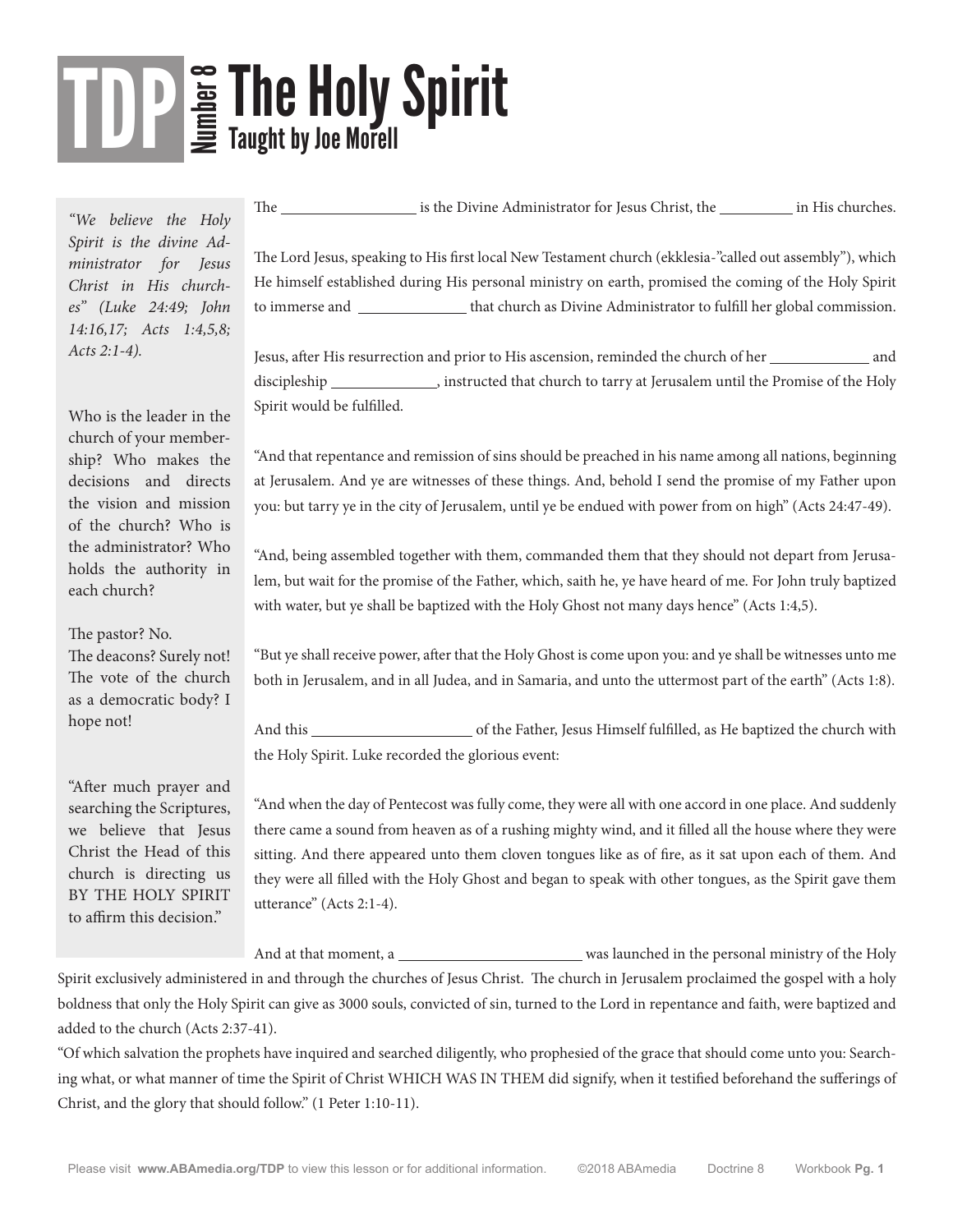# TDP Number 8 The Holy Spirit

**Taught by Joe Morell**

*"We believe the Holy Spirit is the divine Administrator for Jesus Christ in His churches" (Luke 24:49; John 14:16,17; Acts 1:4,5,8; Acts 2:1-4).*

Who is the leader in the church of your membership? Who makes the decisions and directs the vision and mission of the church? Who is the administrator? Who holds the authority in each church?

The pastor? No.
The deacons? Surely not!
The vote of the church as a democratic body? I hope not!

"After much prayer and searching the Scriptures, we believe that Jesus Christ the Head of this church is directing us BY THE HOLY SPIRIT to affirm this decision."

The ________________ is the Divine Administrator for Jesus Christ, the __________ in His churches.

The Lord Jesus, speaking to His first local New Testament church (ekklesia-"called out assembly"), which He himself established during His personal ministry on earth, promised the coming of the Holy Spirit to immerse and ______________ that church as Divine Administrator to fulfill her global commission.

Jesus, after His resurrection and prior to His ascension, reminded the church of her _____________ and discipleship _____________, instructed that church to tarry at Jerusalem until the Promise of the Holy Spirit would be fulfilled.

"And that repentance and remission of sins should be preached in his name among all nations, beginning at Jerusalem. And ye are witnesses of these things. And, behold I send the promise of my Father upon you: but tarry ye in the city of Jerusalem, until ye be endued with power from on high" (Acts 24:47-49).

"And, being assembled together with them, commanded them that they should not depart from Jerusalem, but wait for the promise of the Father, which, saith he, ye have heard of me. For John truly baptized with water, but ye shall be baptized with the Holy Ghost not many days hence" (Acts 1:4,5).

"But ye shall receive power, after that the Holy Ghost is come upon you: and ye shall be witnesses unto me both in Jerusalem, and in all Judea, and in Samaria, and unto the uttermost part of the earth" (Acts 1:8).

And this _____________________ of the Father, Jesus Himself fulfilled, as He baptized the church with the Holy Spirit. Luke recorded the glorious event:

"And when the day of Pentecost was fully come, they were all with one accord in one place. And suddenly there came a sound from heaven as of a rushing mighty wind, and it filled all the house where they were sitting. And there appeared unto them cloven tongues like as of fire, as it sat upon each of them. And they were all filled with the Holy Ghost and began to speak with other tongues, as the Spirit gave them utterance" (Acts 2:1-4).

And at that moment, a ________________________ was launched in the personal ministry of the Holy Spirit exclusively administered in and through the churches of Jesus Christ. The church in Jerusalem proclaimed the gospel with a holy boldness that only the Holy Spirit can give as 3000 souls, convicted of sin, turned to the Lord in repentance and faith, were baptized and added to the church (Acts 2:37-41).

"Of which salvation the prophets have inquired and searched diligently, who prophesied of the grace that should come unto you: Searching what, or what manner of time the Spirit of Christ WHICH WAS IN THEM did signify, when it testified beforehand the sufferings of Christ, and the glory that should follow." (1 Peter 1:10-11).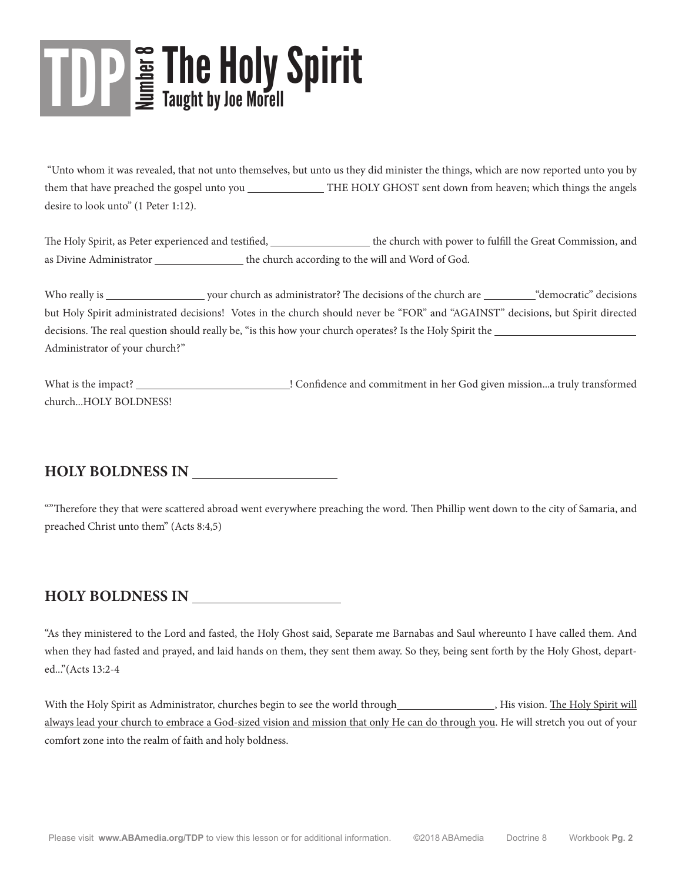# TDP Number 8 The Holy Spirit

## Taught by Joe Morell

"Unto whom it was revealed, that not unto themselves, but unto us they did minister the things, which are now reported unto you by them that have preached the gospel unto you ______________ THE HOLY GHOST sent down from heaven; which things the angels desire to look unto" (1 Peter 1:12).

The Holy Spirit, as Peter experienced and testified, ________________ the church with power to fulfill the Great Commission, and as Divine Administrator ________________ the church according to the will and Word of God.

Who really is ________________ your church as administrator? The decisions of the church are __________"democratic" decisions but Holy Spirit administrated decisions! Votes in the church should never be "FOR" and "AGAINST" decisions, but Spirit directed decisions. The real question should really be, "is this how your church operates? Is the Holy Spirit the ________________________ Administrator of your church?"

What is the impact? ___________________________! Confidence and commitment in her God given mission...a truly transformed church...HOLY BOLDNESS!

## HOLY BOLDNESS IN ______________________

""Therefore they that were scattered abroad went everywhere preaching the word. Then Phillip went down to the city of Samaria, and preached Christ unto them" (Acts 8:4,5)

## HOLY BOLDNESS IN ______________________

"As they ministered to the Lord and fasted, the Holy Ghost said, Separate me Barnabas and Saul whereunto I have called them. And when they had fasted and prayed, and laid hands on them, they sent them away. So they, being sent forth by the Holy Ghost, departed..."(Acts 13:2-4

With the Holy Spirit as Administrator, churches begin to see the world through __________________, His vision. <u>The Holy Spirit will always lead your church to embrace a God-sized vision and mission that only He can do through you</u>. He will stretch you out of your comfort zone into the realm of faith and holy boldness.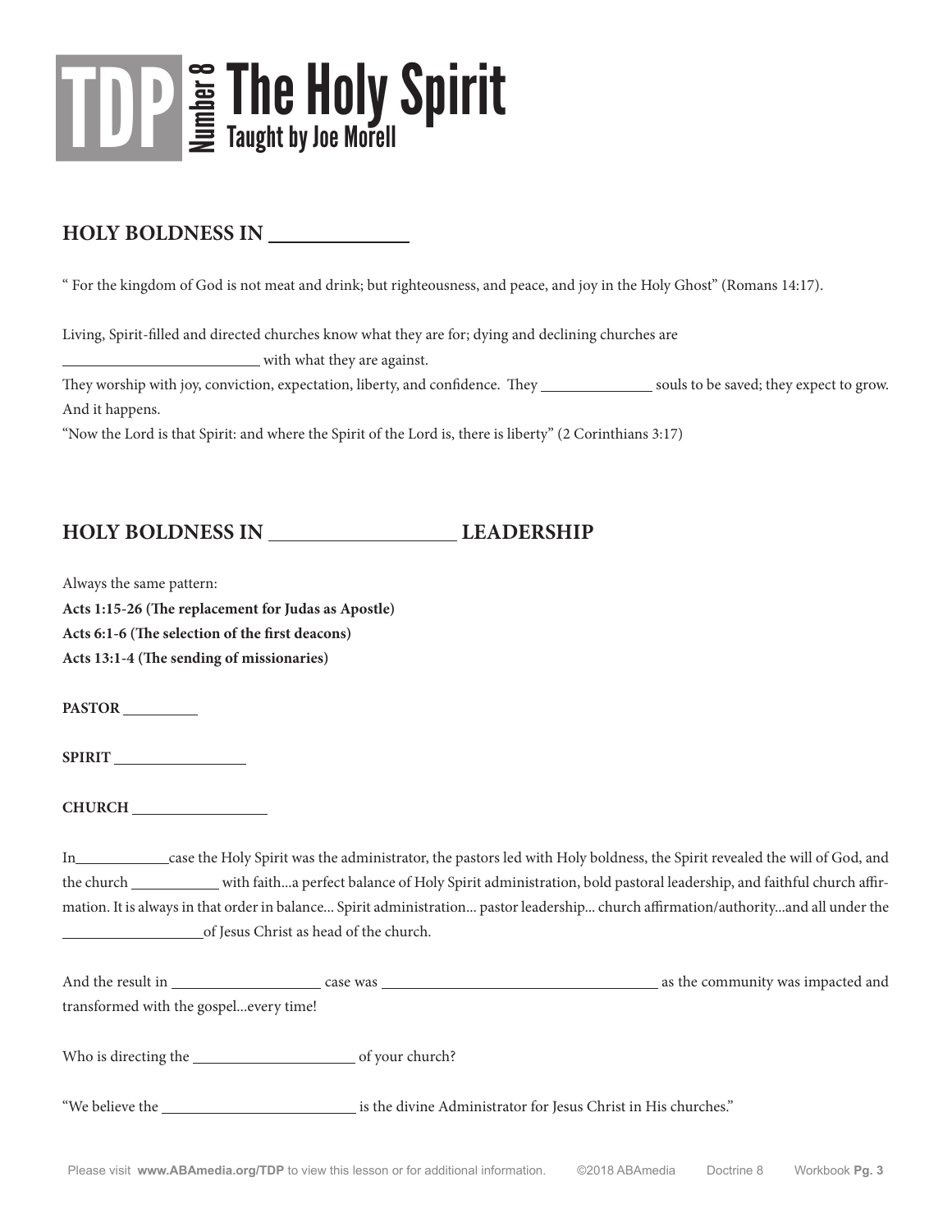# TDP Number 8 The Holy Spirit

Taught by Joe Morell

## HOLY BOLDNESS IN ____________

" For the kingdom of God is not meat and drink; but righteousness, and peace, and joy in the Holy Ghost" (Romans 14:17).

Living, Spirit-filled and directed churches know what they are for; dying and declining churches are ______________________ with what they are against.

They worship with joy, conviction, expectation, liberty, and confidence. They ____________ souls to be saved; they expect to grow. And it happens.

"Now the Lord is that Spirit: and where the Spirit of the Lord is, there is liberty" (2 Corinthians 3:17)

## HOLY BOLDNESS IN ________________ LEADERSHIP

Always the same pattern:

**Acts 1:15-26 (The replacement for Judas as Apostle)**
**Acts 6:1-6 (The selection of the first deacons)**
**Acts 13:1-4 (The sending of missionaries)**

**PASTOR** ________

**SPIRIT** ______________

**CHURCH** ______________

In__________case the Holy Spirit was the administrator, the pastors led with Holy boldness, the Spirit revealed the will of God, and the church _________ with faith...a perfect balance of Holy Spirit administration, bold pastoral leadership, and faithful church affirmation. It is always in that order in balance... Spirit administration... pastor leadership... church affirmation/authority...and all under the ________________of Jesus Christ as head of the church.

And the result in ________________ case was ______________________________ as the community was impacted and transformed with the gospel...every time!

Who is directing the __________________ of your church?

"We believe the ______________________ is the divine Administrator for Jesus Christ in His churches."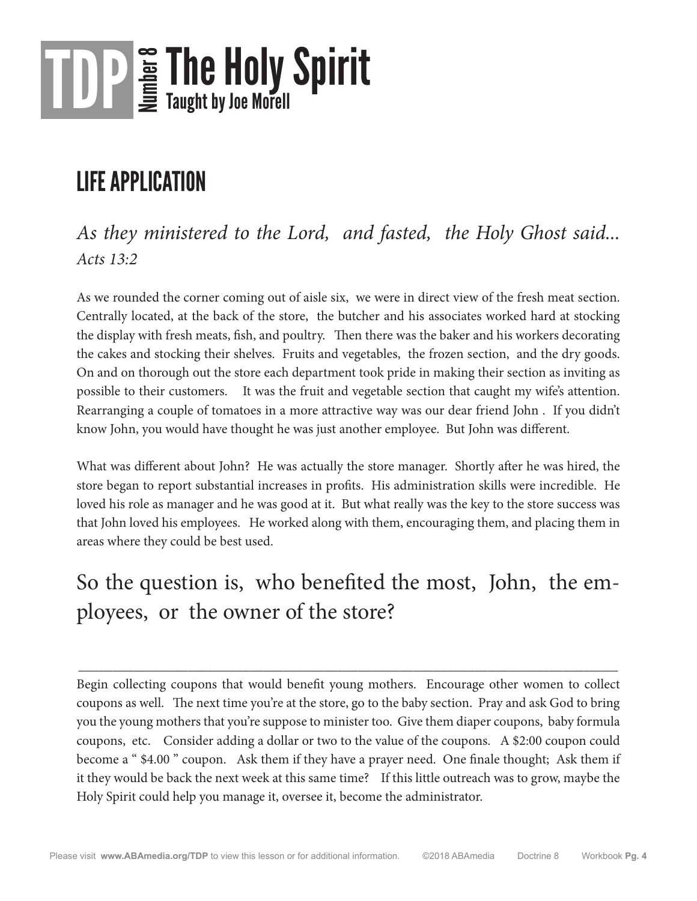# TDP Number 8 The Holy Spirit
Taught by Joe Morell

## LIFE APPLICATION

*As they ministered to the Lord, and fasted, the Holy Ghost said...*
*Acts 13:2*

As we rounded the corner coming out of aisle six, we were in direct view of the fresh meat section. Centrally located, at the back of the store, the butcher and his associates worked hard at stocking the display with fresh meats, fish, and poultry. Then there was the baker and his workers decorating the cakes and stocking their shelves. Fruits and vegetables, the frozen section, and the dry goods. On and on thorough out the store each department took pride in making their section as inviting as possible to their customers. It was the fruit and vegetable section that caught my wife's attention. Rearranging a couple of tomatoes in a more attractive way was our dear friend John . If you didn't know John, you would have thought he was just another employee. But John was different.

What was different about John? He was actually the store manager. Shortly after he was hired, the store began to report substantial increases in profits. His administration skills were incredible. He loved his role as manager and he was good at it. But what really was the key to the store success was that John loved his employees. He worked along with them, encouraging them, and placing them in areas where they could be best used.

### So the question is, who benefited the most, John, the employees, or the owner of the store?

---

Begin collecting coupons that would benefit young mothers. Encourage other women to collect coupons as well. The next time you're at the store, go to the baby section. Pray and ask God to bring you the young mothers that you're suppose to minister too. Give them diaper coupons, baby formula coupons, etc. Consider adding a dollar or two to the value of the coupons. A $2:00 coupon could become a " $4.00 " coupon. Ask them if they have a prayer need. One finale thought; Ask them if it they would be back the next week at this same time? If this little outreach was to grow, maybe the Holy Spirit could help you manage it, oversee it, become the administrator.